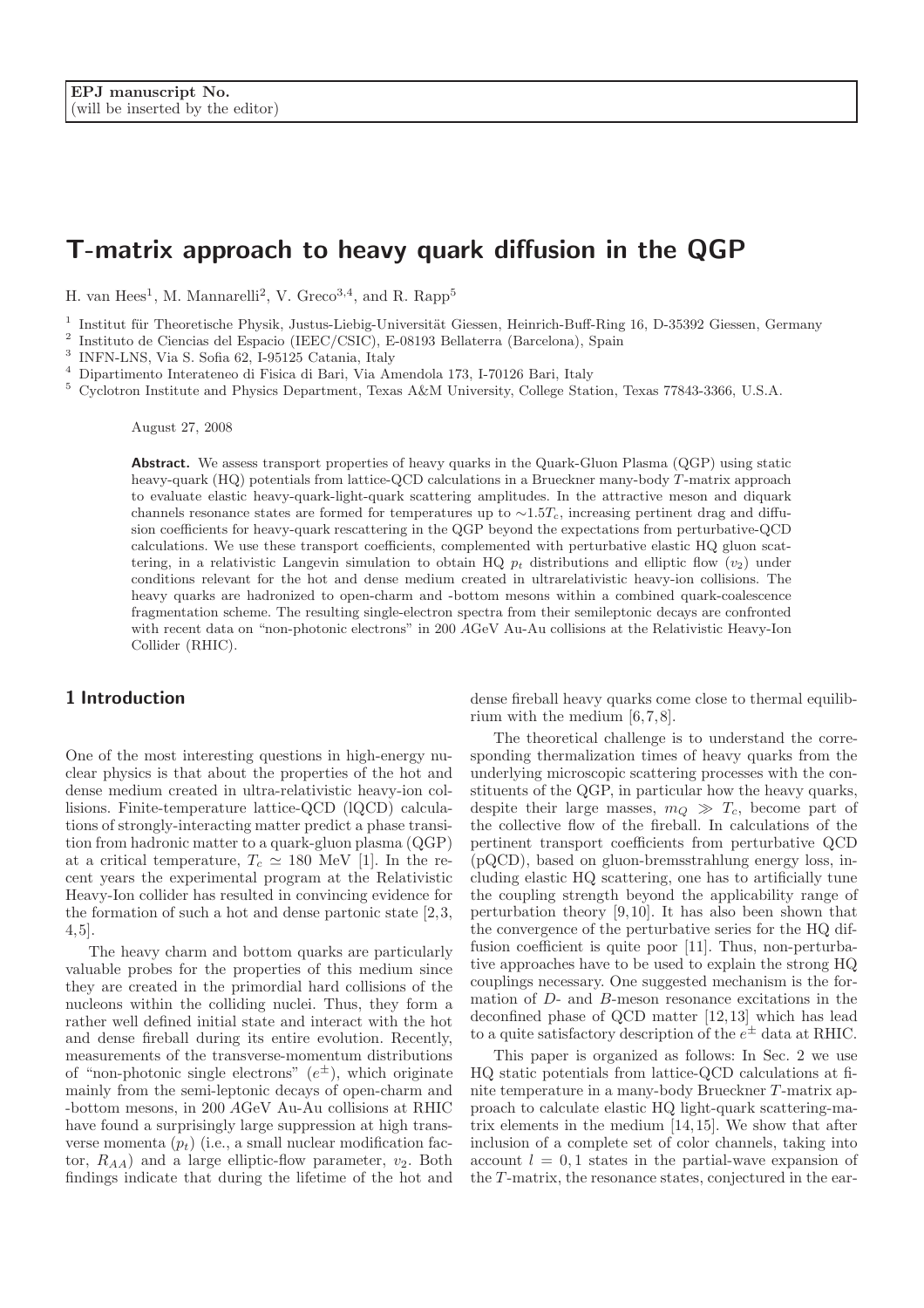EPJ manuscript No.
(will be inserted by the editor)

# T-matrix approach to heavy quark diffusion in the QGP

H. van Hees[1], M. Mannarelli[2], V. Greco[3,4], and R. Rapp[5]

[1] Institut für Theoretische Physik, Justus-Liebig-Universität Giessen, Heinrich-Buff-Ring 16, D-35392 Giessen, Germany
[2] Instituto de Ciencias del Espacio (IEEC/CSIC), E-08193 Bellaterra (Barcelona), Spain
[3] INFN-LNS, Via S. Sofia 62, I-95125 Catania, Italy
[4] Dipartimento Interateneo di Fisica di Bari, Via Amendola 173, I-70126 Bari, Italy
[5] Cyclotron Institute and Physics Department, Texas A&M University, College Station, Texas 77843-3366, U.S.A.

August 27, 2008

**Abstract.** We assess transport properties of heavy quarks in the Quark-Gluon Plasma (QGP) using static heavy-quark (HQ) potentials from lattice-QCD calculations in a Brueckner many-body $T$-matrix approach to evaluate elastic heavy-quark-light-quark scattering amplitudes. In the attractive meson and diquark channels resonance states are formed for temperatures up to $\sim 1.5 T_c$, increasing pertinent drag and diffusion coefficients for heavy-quark rescattering in the QGP beyond the expectations from perturbative-QCD calculations. We use these transport coefficients, complemented with perturbative elastic HQ gluon scattering, in a relativistic Langevin simulation to obtain HQ $p_t$ distributions and elliptic flow ($v_2$) under conditions relevant for the hot and dense medium created in ultrarelativistic heavy-ion collisions. The heavy quarks are hadronized to open-charm and -bottom mesons within a combined quark-coalescence fragmentation scheme. The resulting single-electron spectra from their semileptonic decays are confronted with recent data on "non-photonic electrons" in 200 $A$GeV Au-Au collisions at the Relativistic Heavy-Ion Collider (RHIC).

## 1 Introduction

One of the most interesting questions in high-energy nuclear physics is that about the properties of the hot and dense medium created in ultra-relativistic heavy-ion collisions. Finite-temperature lattice-QCD (lQCD) calculations of strongly-interacting matter predict a phase transition from hadronic matter to a quark-gluon plasma (QGP) at a critical temperature, $T_c \simeq 180$ MeV [1]. In the recent years the experimental program at the Relativistic Heavy-Ion collider has resulted in convincing evidence for the formation of such a hot and dense partonic state [2,3,4,5].

The heavy charm and bottom quarks are particularly valuable probes for the properties of this medium since they are created in the primordial hard collisions of the nucleons within the colliding nuclei. Thus, they form a rather well defined initial state and interact with the hot and dense fireball during its entire evolution. Recently, measurements of the transverse-momentum distributions of "non-photonic single electrons" ($e^{\pm}$), which originate mainly from the semi-leptonic decays of open-charm and -bottom mesons, in 200 $A$GeV Au-Au collisions at RHIC have found a surprisingly large suppression at high transverse momenta ($p_t$) (i.e., a small nuclear modification factor, $R_{AA}$) and a large elliptic-flow parameter, $v_2$. Both findings indicate that during the lifetime of the hot and dense fireball heavy quarks come close to thermal equilibrium with the medium [6,7,8].

The theoretical challenge is to understand the corresponding thermalization times of heavy quarks from the underlying microscopic scattering processes with the constituents of the QGP, in particular how the heavy quarks, despite their large masses, $m_Q \gg T_c$, become part of the collective flow of the fireball. In calculations of the pertinent transport coefficients from perturbative QCD (pQCD), based on gluon-bremsstrahlung energy loss, including elastic HQ scattering, one has to artificially tune the coupling strength beyond the applicability range of perturbation theory [9,10]. It has also been shown that the convergence of the perturbative series for the HQ diffusion coefficient is quite poor [11]. Thus, non-perturbative approaches have to be used to explain the strong HQ couplings necessary. One suggested mechanism is the formation of $D$- and $B$-meson resonance excitations in the deconfined phase of QCD matter [12,13] which has lead to a quite satisfactory description of the $e^{\pm}$ data at RHIC.

This paper is organized as follows: In Sec. 2 we use HQ static potentials from lattice-QCD calculations at finite temperature in a many-body Brueckner $T$-matrix approach to calculate elastic HQ light-quark scattering-matrix elements in the medium [14,15]. We show that after inclusion of a complete set of color channels, taking into account $l = 0, 1$ states in the partial-wave expansion of the $T$-matrix, the resonance states, conjectured in the ear-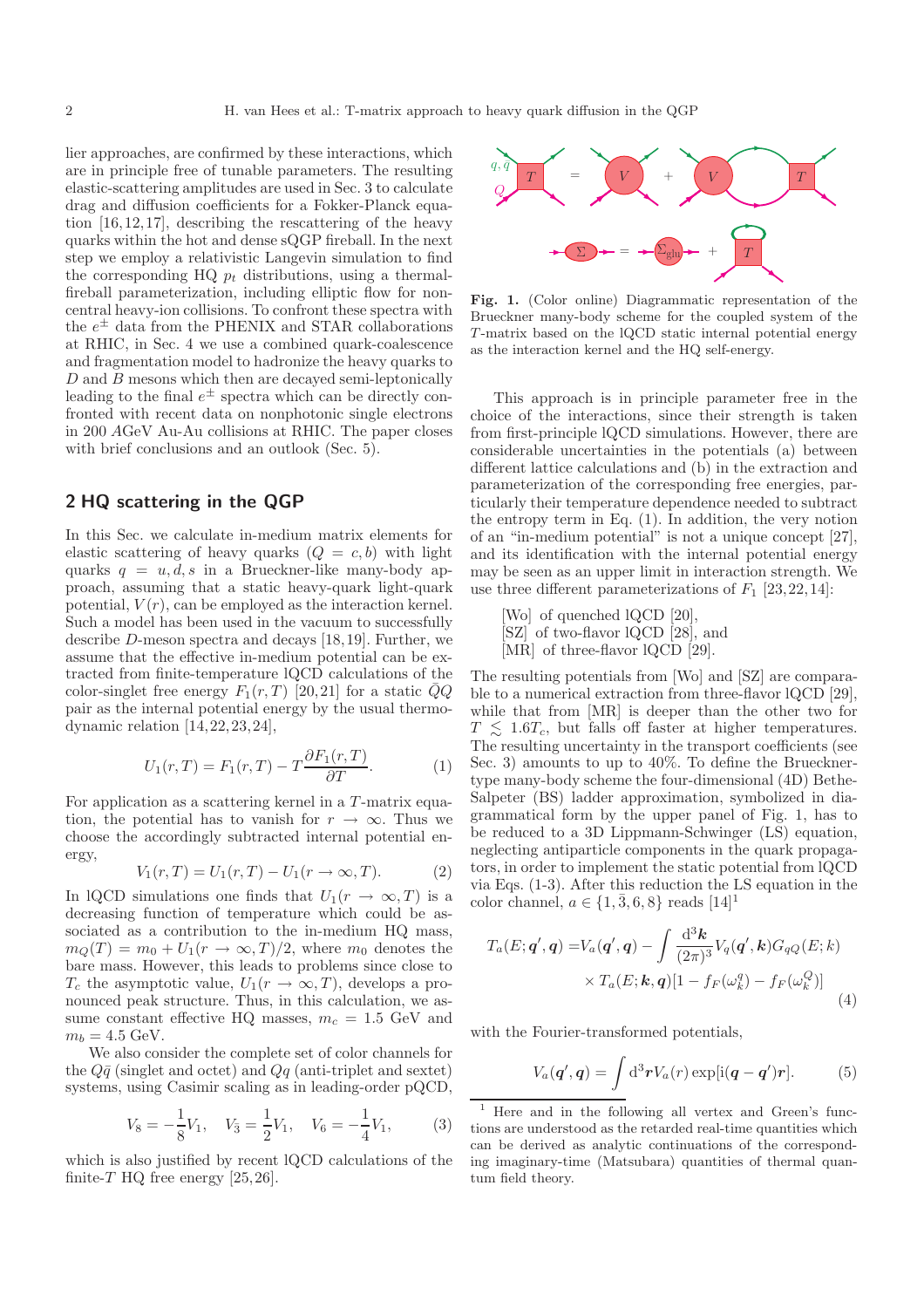lier approaches, are confirmed by these interactions, which are in principle free of tunable parameters. The resulting elastic-scattering amplitudes are used in Sec. 3 to calculate drag and diffusion coefficients for a Fokker-Planck equation [16,12,17], describing the rescattering of the heavy quarks within the hot and dense sQGP fireball. In the next step we employ a relativistic Langevin simulation to find the corresponding HQ $p_t$ distributions, using a thermal-fireball parameterization, including elliptic flow for non-central heavy-ion collisions. To confront these spectra with the $e^{\pm}$ data from the PHENIX and STAR collaborations at RHIC, in Sec. 4 we use a combined quark-coalescence and fragmentation model to hadronize the heavy quarks to $D$ and $B$ mesons which then are decayed semi-leptonically leading to the final $e^{\pm}$ spectra which can be directly confronted with recent data on nonphotonic single electrons in 200 $A$GeV Au-Au collisions at RHIC. The paper closes with brief conclusions and an outlook (Sec. 5).

## 2 HQ scattering in the QGP

In this Sec. we calculate in-medium matrix elements for elastic scattering of heavy quarks ($Q = c, b$) with light quarks $q = u, d, s$ in a Brueckner-like many-body approach, assuming that a static heavy-quark light-quark potential, $V(r)$, can be employed as the interaction kernel. Such a model has been used in the vacuum to successfully describe $D$-meson spectra and decays [18,19]. Further, we assume that the effective in-medium potential can be extracted from finite-temperature lQCD calculations of the color-singlet free energy $F_1(r,T)$ [20,21] for a static $\bar{Q}Q$ pair as the internal potential energy by the usual thermodynamic relation [14,22,23,24],

$$U_1(r,T) = F_1(r,T) - T\frac{\partial F_1(r,T)}{\partial T}. \qquad (1)$$

For application as a scattering kernel in a $T$-matrix equation, the potential has to vanish for $r \to \infty$. Thus we choose the accordingly subtracted internal potential energy,

$$V_1(r,T) = U_1(r,T) - U_1(r \to \infty, T). \qquad (2)$$

In lQCD simulations one finds that $U_1(r \to \infty, T)$ is a decreasing function of temperature which could be associated as a contribution to the in-medium HQ mass, $m_Q(T) = m_0 + U_1(r \to \infty, T)/2$, where $m_0$ denotes the bare mass. However, this leads to problems since close to $T_c$ the asymptotic value, $U_1(r \to \infty, T)$, develops a pronounced peak structure. Thus, in this calculation, we assume constant effective HQ masses, $m_c = 1.5$ GeV and $m_b = 4.5$ GeV.

We also consider the complete set of color channels for the $Q\bar{q}$ (singlet and octet) and $Qq$ (anti-triplet and sextet) systems, using Casimir scaling as in leading-order pQCD,

$$V_8 = -\frac{1}{8}V_1, \quad V_{\bar{3}} = \frac{1}{2}V_1, \quad V_6 = -\frac{1}{4}V_1, \qquad (3)$$

which is also justified by recent lQCD calculations of the finite-$T$ HQ free energy [25,26].

**Fig. 1.** (Color online) Diagrammatic representation of the Brueckner many-body scheme for the coupled system of the $T$-matrix based on the lQCD static internal potential energy as the interaction kernel and the HQ self-energy.

This approach is in principle parameter free in the choice of the interactions, since their strength is taken from first-principle lQCD simulations. However, there are considerable uncertainties in the potentials (a) between different lattice calculations and (b) in the extraction and parameterization of the corresponding free energies, particularly their temperature dependence needed to subtract the entropy term in Eq. (1). In addition, the very notion of an "in-medium potential" is not a unique concept [27], and its identification with the internal potential energy may be seen as an upper limit in interaction strength. We use three different parameterizations of $F_1$ [23,22,14]:

[Wo] of quenched lQCD [20],
[SZ] of two-flavor lQCD [28], and
[MR] of three-flavor lQCD [29].

The resulting potentials from [Wo] and [SZ] are comparable to a numerical extraction from three-flavor lQCD [29], while that from [MR] is deeper than the other two for $T \lesssim 1.6T_c$, but falls off faster at higher temperatures. The resulting uncertainty in the transport coefficients (see Sec. 3) amounts to up to 40%. To define the Brueckner-type many-body scheme the four-dimensional (4D) Bethe-Salpeter (BS) ladder approximation, symbolized in diagrammatical form by the upper panel of Fig. 1, has to be reduced to a 3D Lippmann-Schwinger (LS) equation, neglecting antiparticle components in the quark propagators, in order to implement the static potential from lQCD via Eqs. (1-3). After this reduction the LS equation in the color channel, $a \in \{1, \bar{3}, 6, 8\}$ reads [14][1]

$$\begin{aligned}T_a(E;\boldsymbol{q}',\boldsymbol{q}) =& V_a(\boldsymbol{q}',\boldsymbol{q}) - \int \frac{\mathrm{d}^3\boldsymbol{k}}{(2\pi)^3} V_q(\boldsymbol{q}',\boldsymbol{k}) G_{qQ}(E;k) \\ & \times T_a(E;\boldsymbol{k},\boldsymbol{q})[1 - f_F(\omega_k^q) - f_F(\omega_k^Q)]\end{aligned} \qquad (4)$$

with the Fourier-transformed potentials,

$$V_a(\boldsymbol{q}',\boldsymbol{q}) = \int \mathrm{d}^3\boldsymbol{r} V_a(r) \exp[\mathrm{i}(\boldsymbol{q} - \boldsymbol{q}')\boldsymbol{r}]. \qquad (5)$$

[1] Here and in the following all vertex and Green's functions are understood as the retarded real-time quantities which can be derived as analytic continuations of the corresponding imaginary-time (Matsubara) quantities of thermal quantum field theory.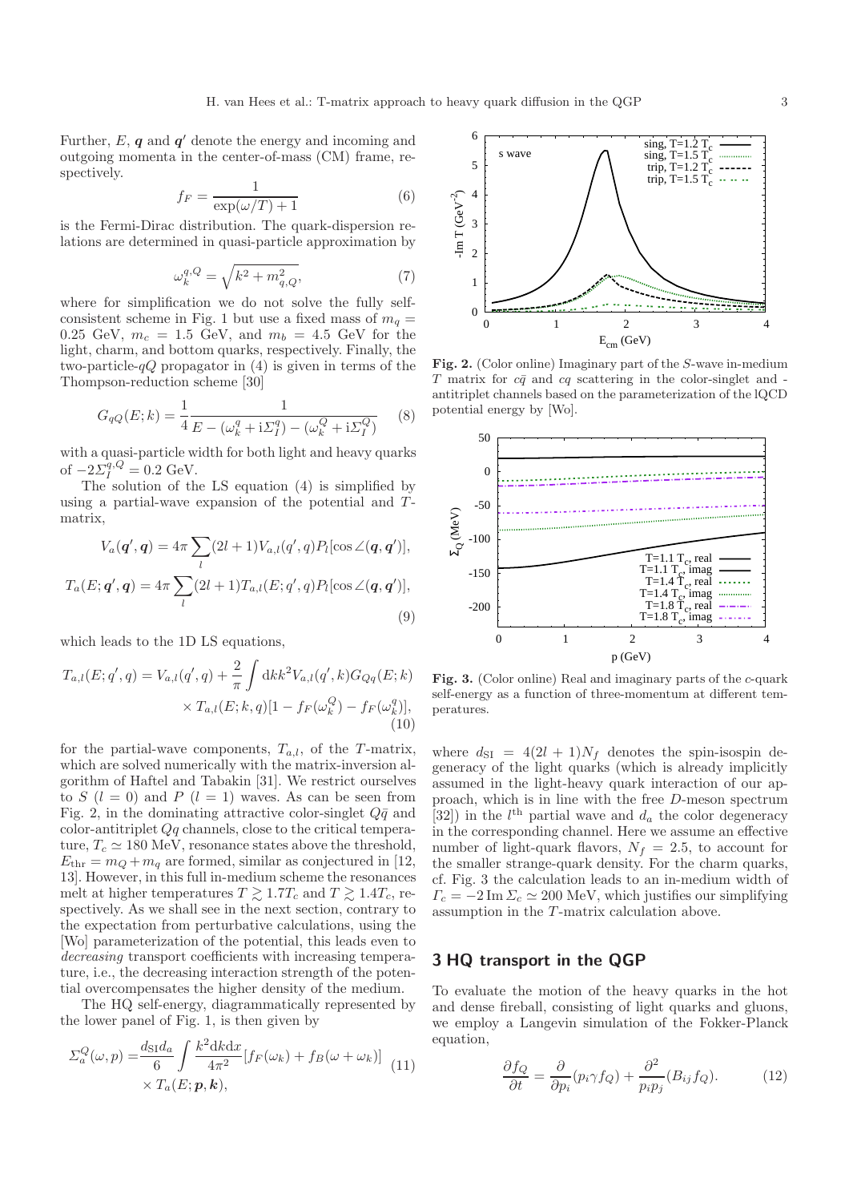Further, $E$, $\boldsymbol{q}$ and $\boldsymbol{q}'$ denote the energy and incoming and outgoing momenta in the center-of-mass (CM) frame, respectively.

$$f_F = \frac{1}{\exp(\omega/T) + 1} \tag{6}$$

is the Fermi-Dirac distribution. The quark-dispersion relations are determined in quasi-particle approximation by

$$\omega_k^{q,Q} = \sqrt{k^2 + m_{q,Q}^2}, \tag{7}$$

where for simplification we do not solve the fully self-consistent scheme in Fig. 1 but use a fixed mass of $m_q = 0.25$ GeV, $m_c = 1.5$ GeV, and $m_b = 4.5$ GeV for the light, charm, and bottom quarks, respectively. Finally, the two-particle-$qQ$ propagator in (4) is given in terms of the Thompson-reduction scheme [30]

$$G_{qQ}(E;k) = \frac{1}{4} \frac{1}{E - (\omega_k^q + \mathrm{i}\Sigma_I^q) - (\omega_k^Q + \mathrm{i}\Sigma_I^Q)} \tag{8}$$

with a quasi-particle width for both light and heavy quarks of $-2\Sigma_I^{q,Q} = 0.2$ GeV.

The solution of the LS equation (4) is simplified by using a partial-wave expansion of the potential and $T$-matrix,

$$V_a(\boldsymbol{q}', \boldsymbol{q}) = 4\pi \sum_l (2l+1) V_{a,l}(q', q) P_l[\cos\angle(\boldsymbol{q}, \boldsymbol{q}')],$$
$$T_a(E; \boldsymbol{q}', \boldsymbol{q}) = 4\pi \sum_l (2l+1) T_{a,l}(E; q', q) P_l[\cos\angle(\boldsymbol{q}, \boldsymbol{q}')], \tag{9}$$

which leads to the 1D LS equations,

$$T_{a,l}(E; q', q) = V_{a,l}(q', q) + \frac{2}{\pi} \int \mathrm{d}k k^2 V_{a,l}(q', k) G_{Qq}(E; k) \times T_{a,l}(E; k, q)[1 - f_F(\omega_k^Q) - f_F(\omega_k^q)], \tag{10}$$

for the partial-wave components, $T_{a,l}$, of the $T$-matrix, which are solved numerically with the matrix-inversion algorithm of Haftel and Tabakin [31]. We restrict ourselves to $S$ ($l = 0$) and $P$ ($l = 1$) waves. As can be seen from Fig. 2, in the dominating attractive color-singlet $Q\bar{q}$ and color-antitriplet $Qq$ channels, close to the critical temperature, $T_c \simeq 180$ MeV, resonance states above the threshold, $E_{\text{thr}} = m_Q + m_q$ are formed, similar as conjectured in [12, 13]. However, in this full in-medium scheme the resonances melt at higher temperatures $T \gtrsim 1.7 T_c$ and $T \gtrsim 1.4 T_c$, respectively. As we shall see in the next section, contrary to the expectation from perturbative calculations, using the [Wo] parameterization of the potential, this leads even to *decreasing* transport coefficients with increasing temperature, i.e., the decreasing interaction strength of the potential overcompensates the higher density of the medium.

The HQ self-energy, diagrammatically represented by the lower panel of Fig. 1, is then given by

$$\Sigma_a^Q(\omega, p) = \frac{d_{\text{SI}} d_a}{6} \int \frac{k^2 \mathrm{d}k \mathrm{d}x}{4\pi^2} [f_F(\omega_k) + f_B(\omega + \omega_k)] \times T_a(E; \boldsymbol{p}, \boldsymbol{k}), \tag{11}$$

**Fig. 2.** (Color online) Imaginary part of the $S$-wave in-medium $T$ matrix for $c\bar{q}$ and $cq$ scattering in the color-singlet and -antitriplet channels based on the parameterization of the lQCD potential energy by [Wo].

**Fig. 3.** (Color online) Real and imaginary parts of the $c$-quark self-energy as a function of three-momentum at different temperatures.

where $d_{\text{SI}} = 4(2l+1)N_f$ denotes the spin-isospin degeneracy of the light quarks (which is already implicitly assumed in the light-heavy quark interaction of our approach, which is in line with the free $D$-meson spectrum [32]) in the $l^{\text{th}}$ partial wave and $d_a$ the color degeneracy in the corresponding channel. Here we assume an effective number of light-quark flavors, $N_f = 2.5$, to account for the smaller strange-quark density. For the charm quarks, the calculation leads to an in-medium width of $\Gamma_c = -2\,\text{Im}\,\Sigma_c \simeq 200$ MeV, which justifies our simplifying assumption in the $T$-matrix calculation above.

## 3 HQ transport in the QGP

To evaluate the motion of the heavy quarks in the hot and dense fireball, consisting of light quarks and gluons, we employ a Langevin simulation of the Fokker-Planck equation,

$$\frac{\partial f_Q}{\partial t} = \frac{\partial}{\partial p_i}(p_i \gamma f_Q) + \frac{\partial^2}{p_i p_j}(B_{ij} f_Q). \tag{12}$$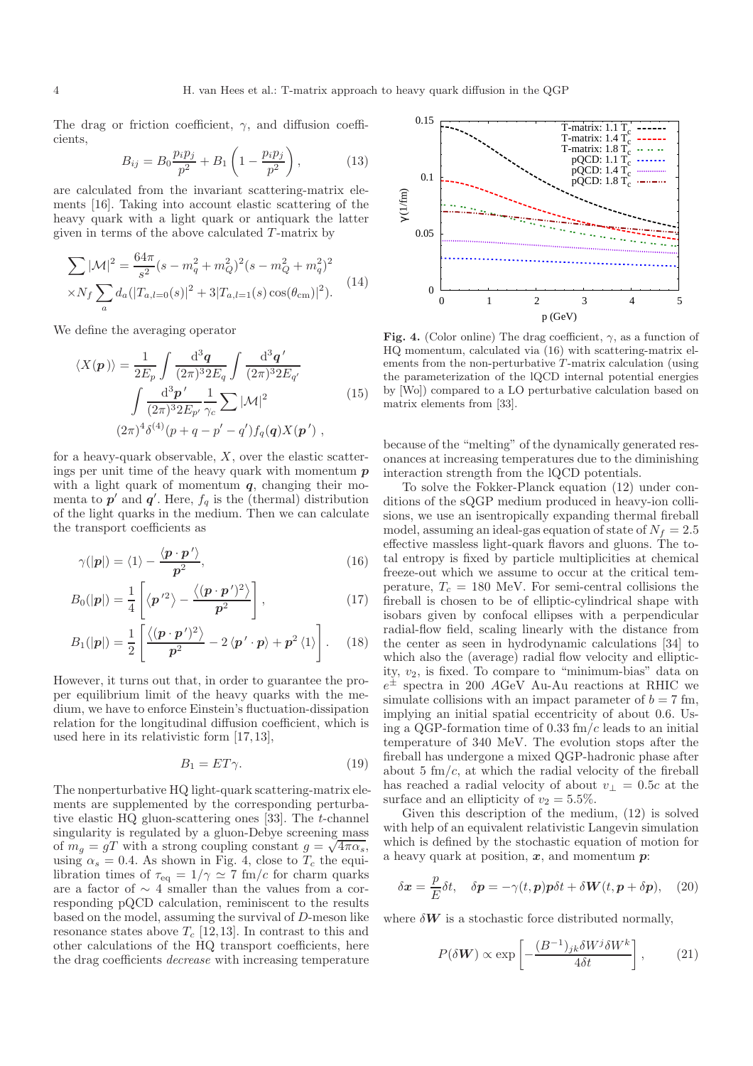The drag or friction coefficient, $\gamma$, and diffusion coefficients,

$$B_{ij} = B_0 \frac{p_i p_j}{p^2} + B_1 \left(1 - \frac{p_i p_j}{p^2}\right), \tag{13}$$

are calculated from the invariant scattering-matrix elements [16]. Taking into account elastic scattering of the heavy quark with a light quark or antiquark the latter given in terms of the above calculated $T$-matrix by

$$\begin{aligned}\sum |\mathcal{M}|^2 = &\frac{64\pi}{s^2}(s - m_q^2 + m_Q^2)^2 (s - m_Q^2 + m_q^2)^2 \\ &\times N_f \sum_a d_a (|T_{a,l=0}(s)|^2 + 3|T_{a,l=1}(s)\cos(\theta_{\rm cm})|^2).\end{aligned} \tag{14}$$

We define the averaging operator

$$\begin{aligned}\langle X(\boldsymbol{p})\rangle = &\frac{1}{2E_p}\int \frac{\mathrm{d}^3\boldsymbol{q}}{(2\pi)^3 2E_q}\int \frac{\mathrm{d}^3\boldsymbol{q}'}{(2\pi)^3 2E_{q'}} \\ &\int \frac{\mathrm{d}^3\boldsymbol{p}'}{(2\pi)^3 2E_{p'}} \frac{1}{\gamma_c}\sum|\mathcal{M}|^2 \\ &(2\pi)^4 \delta^{(4)}(p+q-p'-q') f_q(\boldsymbol{q}) X(\boldsymbol{p}') \ ,\end{aligned} \tag{15}$$

for a heavy-quark observable, $X$, over the elastic scatterings per unit time of the heavy quark with momentum $\boldsymbol{p}$ with a light quark of momentum $\boldsymbol{q}$, changing their momenta to $\boldsymbol{p}'$ and $\boldsymbol{q}'$. Here, $f_q$ is the (thermal) distribution of the light quarks in the medium. Then we can calculate the transport coefficients as

$$\gamma(|\boldsymbol{p}|) = \langle 1\rangle - \frac{\langle \boldsymbol{p}\cdot\boldsymbol{p}'\rangle}{\boldsymbol{p}^2}, \tag{16}$$

$$B_0(|\boldsymbol{p}|) = \frac{1}{4}\left[\langle \boldsymbol{p}'^2\rangle - \frac{\langle(\boldsymbol{p}\cdot\boldsymbol{p}')^2\rangle}{\boldsymbol{p}^2}\right], \tag{17}$$

$$B_1(|\boldsymbol{p}|) = \frac{1}{2}\left[\frac{\langle(\boldsymbol{p}\cdot\boldsymbol{p}')^2\rangle}{\boldsymbol{p}^2} - 2\langle \boldsymbol{p}'\cdot\boldsymbol{p}\rangle + \boldsymbol{p}^2\langle 1\rangle\right]. \tag{18}$$

However, it turns out that, in order to guarantee the proper equilibrium limit of the heavy quarks with the medium, we have to enforce Einstein's fluctuation-dissipation relation for the longitudinal diffusion coefficient, which is used here in its relativistic form [17,13],

$$B_1 = ET\gamma. \tag{19}$$

The nonperturbative HQ light-quark scattering-matrix elements are supplemented by the corresponding perturbative elastic HQ gluon-scattering ones [33]. The $t$-channel singularity is regulated by a gluon-Debye screening mass of $m_g = gT$ with a strong coupling constant $g = \sqrt{4\pi\alpha_s}$, using $\alpha_s = 0.4$. As shown in Fig. 4, close to $T_c$ the equilibration times of $\tau_{\rm eq} = 1/\gamma \simeq 7$ fm/$c$ for charm quarks are a factor of $\sim 4$ smaller than the values from a corresponding pQCD calculation, reminiscent to the results based on the model, assuming the survival of $D$-meson like resonance states above $T_c$ [12,13]. In contrast to this and other calculations of the HQ transport coefficients, here the drag coefficients *decrease* with increasing temperature because of the "melting" of the dynamically generated resonances at increasing temperatures due to the diminishing interaction strength from the lQCD potentials.

**Fig. 4.** (Color online) The drag coefficient, $\gamma$, as a function of HQ momentum, calculated via (16) with scattering-matrix elements from the non-perturbative $T$-matrix calculation (using the parameterization of the lQCD internal potential energies by [Wo]) compared to a LO perturbative calculation based on matrix elements from [33].

To solve the Fokker-Planck equation (12) under conditions of the sQGP medium produced in heavy-ion collisions, we use an isentropically expanding thermal fireball model, assuming an ideal-gas equation of state of $N_f = 2.5$ effective massless light-quark flavors and gluons. The total entropy is fixed by particle multiplicities at chemical freeze-out which we assume to occur at the critical temperature, $T_c = 180$ MeV. For semi-central collisions the fireball is chosen to be of elliptic-cylindrical shape with isobars given by confocal ellipses with a perpendicular radial-flow field, scaling linearly with the distance from the center as seen in hydrodynamic calculations [34] to which also the (average) radial flow velocity and ellipticity, $v_2$, is fixed. To compare to "minimum-bias" data on $e^{\pm}$ spectra in 200 $A$GeV Au-Au reactions at RHIC we simulate collisions with an impact parameter of $b = 7$ fm, implying an initial spatial eccentricity of about 0.6. Using a QGP-formation time of 0.33 fm/$c$ leads to an initial temperature of 340 MeV. The evolution stops after the fireball has undergone a mixed QGP-hadronic phase after about 5 fm/$c$, at which the radial velocity of the fireball has reached a radial velocity of about $v_\perp = 0.5c$ at the surface and an ellipticity of $v_2 = 5.5\%$.

Given this description of the medium, (12) is solved with help of an equivalent relativistic Langevin simulation which is defined by the stochastic equation of motion for a heavy quark at position, $\boldsymbol{x}$, and momentum $\boldsymbol{p}$:

$$\delta\boldsymbol{x} = \frac{\boldsymbol{p}}{E}\delta t, \quad \delta\boldsymbol{p} = -\gamma(t,\boldsymbol{p})\boldsymbol{p}\delta t + \delta\boldsymbol{W}(t,\boldsymbol{p}+\delta\boldsymbol{p}), \tag{20}$$

where $\delta\boldsymbol{W}$ is a stochastic force distributed normally,

$$P(\delta\boldsymbol{W}) \propto \exp\left[-\frac{(B^{-1})_{jk}\delta W^j \delta W^k}{4\delta t}\right], \tag{21}$$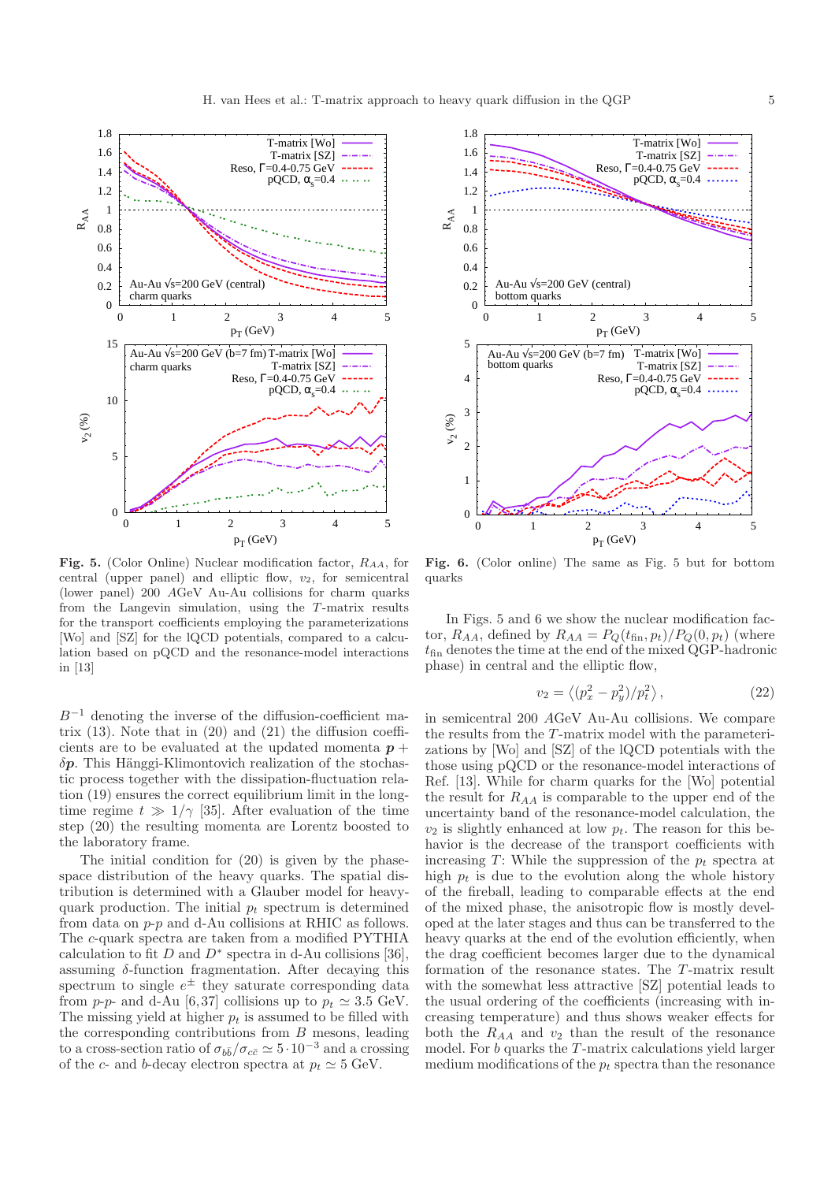**Fig. 5.** (Color Online) Nuclear modification factor, $R_{AA}$, for central (upper panel) and elliptic flow, $v_2$, for semicentral (lower panel) 200 $A$GeV Au-Au collisions for charm quarks from the Langevin simulation, using the $T$-matrix results for the transport coefficients employing the parameterizations [Wo] and [SZ] for the lQCD potentials, compared to a calculation based on pQCD and the resonance-model interactions in [13]

**Fig. 6.** (Color online) The same as Fig. 5 but for bottom quarks

$B^{-1}$ denoting the inverse of the diffusion-coefficient matrix (13). Note that in (20) and (21) the diffusion coefficients are to be evaluated at the updated momenta $\boldsymbol{p} + \delta \boldsymbol{p}$. This Hänggi-Klimontovich realization of the stochastic process together with the dissipation-fluctuation relation (19) ensures the correct equilibrium limit in the long-time regime $t \gg 1/\gamma$ [35]. After evaluation of the time step (20) the resulting momenta are Lorentz boosted to the laboratory frame.

The initial condition for (20) is given by the phase-space distribution of the heavy quarks. The spatial distribution is determined with a Glauber model for heavy-quark production. The initial $p_t$ spectrum is determined from data on $p$-$p$ and d-Au collisions at RHIC as follows. The $c$-quark spectra are taken from a modified PYTHIA calculation to fit $D$ and $D^*$ spectra in d-Au collisions [36], assuming $\delta$-function fragmentation. After decaying this spectrum to single $e^{\pm}$ they saturate corresponding data from $p$-$p$- and d-Au [6,37] collisions up to $p_t \simeq 3.5$ GeV. The missing yield at higher $p_t$ is assumed to be filled with the corresponding contributions from $B$ mesons, leading to a cross-section ratio of $\sigma_{b\bar{b}}/\sigma_{c\bar{c}} \simeq 5 \cdot 10^{-3}$ and a crossing of the $c$- and $b$-decay electron spectra at $p_t \simeq 5$ GeV.

In Figs. 5 and 6 we show the nuclear modification factor, $R_{AA}$, defined by $R_{AA} = P_Q(t_{\text{fin}}, p_t)/P_Q(0, p_t)$ (where $t_{\text{fin}}$ denotes the time at the end of the mixed QGP-hadronic phase) in central and the elliptic flow,

$$v_2 = \left\langle (p_x^2 - p_y^2)/p_t^2 \right\rangle, \tag{22}$$

in semicentral 200 $A$GeV Au-Au collisions. We compare the results from the $T$-matrix model with the parameterizations by [Wo] and [SZ] of the lQCD potentials with the those using pQCD or the resonance-model interactions of Ref. [13]. While for charm quarks for the [Wo] potential the result for $R_{AA}$ is comparable to the upper end of the uncertainty band of the resonance-model calculation, the $v_2$ is slightly enhanced at low $p_t$. The reason for this behavior is the decrease of the transport coefficients with increasing $T$: While the suppression of the $p_t$ spectra at high $p_t$ is due to the evolution along the whole history of the fireball, leading to comparable effects at the end of the mixed phase, the anisotropic flow is mostly developed at the later stages and thus can be transferred to the heavy quarks at the end of the evolution efficiently, when the drag coefficient becomes larger due to the dynamical formation of the resonance states. The $T$-matrix result with the somewhat less attractive [SZ] potential leads to the usual ordering of the coefficients (increasing with increasing temperature) and thus shows weaker effects for both the $R_{AA}$ and $v_2$ than the result of the resonance model. For $b$ quarks the $T$-matrix calculations yield larger medium modifications of the $p_t$ spectra than the resonance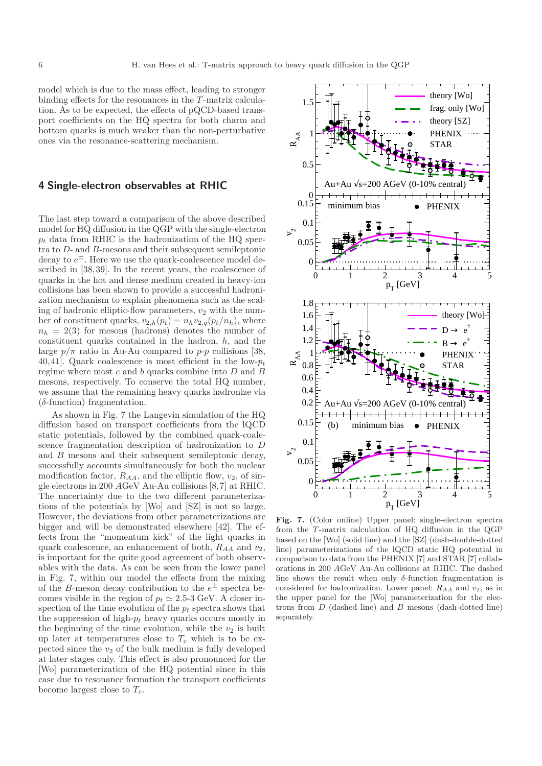model which is due to the mass effect, leading to stronger binding effects for the resonances in the $T$-matrix calculation. As to be expected, the effects of pQCD-based transport coefficients on the HQ spectra for both charm and bottom quarks is much weaker than the non-perturbative ones via the resonance-scattering mechanism.

## 4 Single-electron observables at RHIC

The last step toward a comparison of the above described model for HQ diffusion in the QGP with the single-electron $p_t$ data from RHIC is the hadronization of the HQ spectra to $D$- and $B$-mesons and their subsequent semileptonic decay to $e^{\pm}$. Here we use the quark-coalescence model described in [38,39]. In the recent years, the coalescence of quarks in the hot and dense medium created in heavy-ion collisions has been shown to provide a successful hadronization mechanism to explain phenomena such as the scaling of hadronic elliptic-flow parameters, $v_2$ with the number of constituent quarks, $v_{2,h}(p_t) = n_h v_{2,q}(p_t/n_h)$, where $n_h = 2(3)$ for mesons (hadrons) denotes the number of constituent quarks contained in the hadron, $h$, and the large $p/\pi$ ratio in Au-Au compared to $p$-$p$ collisions [38,40,41]. Quark coalescence is most efficient in the low-$p_t$ regime where most $c$ and $b$ quarks combine into $D$ and $B$ mesons, respectively. To conserve the total HQ number, we assume that the remaining heavy quarks hadronize via ($\delta$-function) fragmentation.

As shown in Fig. 7 the Langevin simulation of the HQ diffusion based on transport coefficients from the lQCD static potentials, followed by the combined quark-coalescence fragmentation description of hadronization to $D$ and $B$ mesons and their subsequent semileptonic decay, successfully accounts simultaneously for both the nuclear modification factor, $R_{AA}$, and the elliptic flow, $v_2$, of single electrons in 200 $A$GeV Au-Au collisions [8,7] at RHIC. The uncertainty due to the two different parameterizations of the potentials by [Wo] and [SZ] is not so large. However, the deviations from other parameterizations are bigger and will be demonstrated elsewhere [42]. The effects from the "momentum kick" of the light quarks in quark coalescence, an enhancement of both, $R_{AA}$ and $v_2$, is important for the quite good agreement of both observables with the data. As can be seen from the lower panel in Fig. 7, within our model the effects from the mixing of the $B$-meson decay contribution to the $e^{\pm}$ spectra becomes visible in the region of $p_t \simeq 2.5$-$3$ GeV. A closer inspection of the time evolution of the $p_t$ spectra shows that the suppression of high-$p_t$ heavy quarks occurs mostly in the beginning of the time evolution, while the $v_2$ is built up later at temperatures close to $T_c$ which is to be expected since the $v_2$ of the bulk medium is fully developed at later stages only. This effect is also pronounced for the [Wo] parameterization of the HQ potential since in this case due to resonance formation the transport coefficients become largest close to $T_c$.

**Fig. 7.** (Color online) Upper panel: single-electron spectra from the $T$-matrix calculation of HQ diffusion in the QGP based on the [Wo] (solid line) and the [SZ] (dash-double-dotted line) parameterizations of the lQCD static HQ potential in comparison to data from the PHENIX [7] and STAR [7] collaborations in 200 $A$GeV Au-Au collisions at RHIC. The dashed line shows the result when only $\delta$-function fragmentation is considered for hadronization. Lower panel: $R_{AA}$ and $v_2$, as in the upper panel for the [Wo] parameterization for the electrons from $D$ (dashed line) and $B$ mesons (dash-dotted line) separately.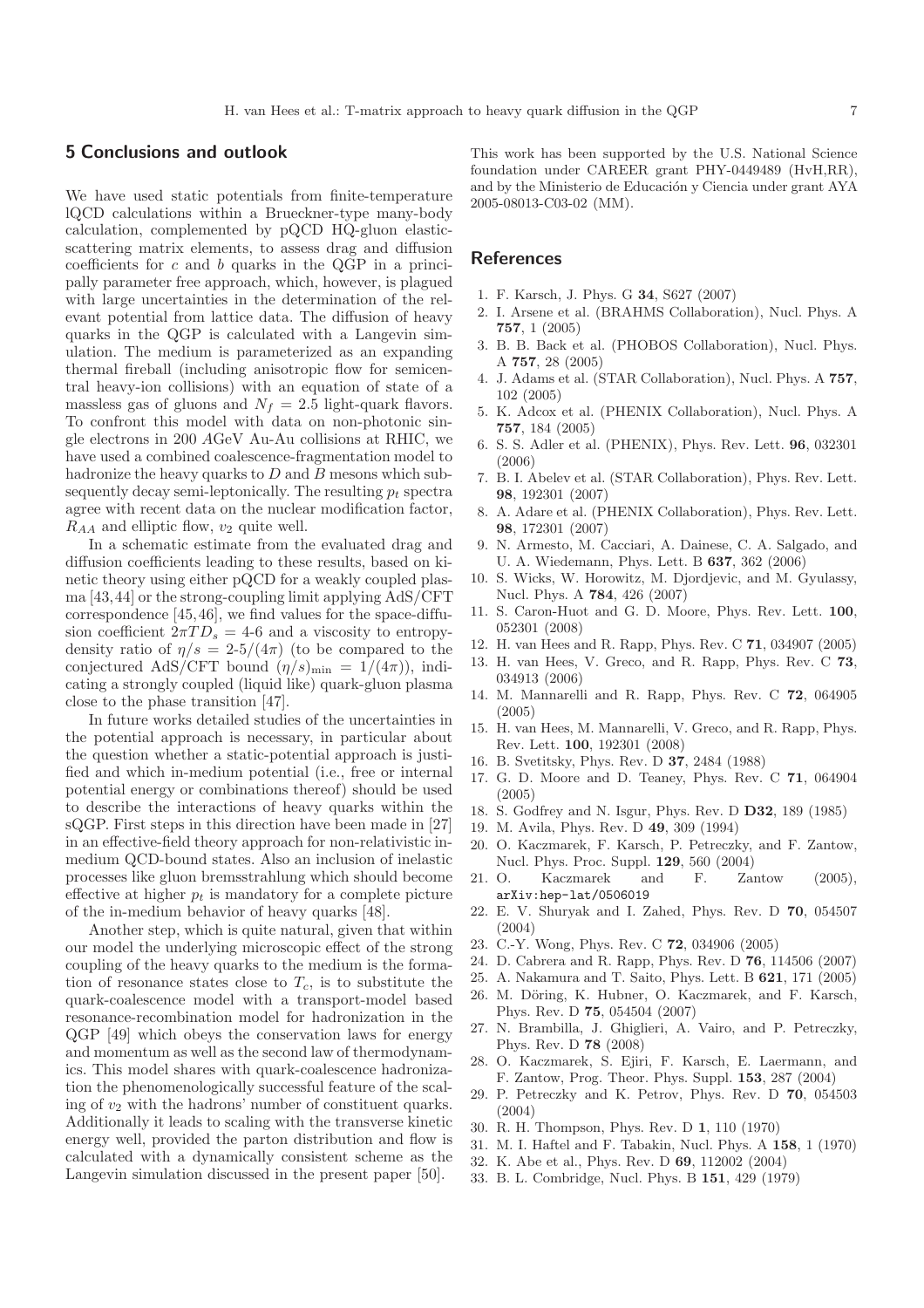## 5 Conclusions and outlook

We have used static potentials from finite-temperature lQCD calculations within a Brueckner-type many-body calculation, complemented by pQCD HQ-gluon elastic-scattering matrix elements, to assess drag and diffusion coefficients for $c$ and $b$ quarks in the QGP in a principally parameter free approach, which, however, is plagued with large uncertainties in the determination of the relevant potential from lattice data. The diffusion of heavy quarks in the QGP is calculated with a Langevin simulation. The medium is parameterized as an expanding thermal fireball (including anisotropic flow for semicentral heavy-ion collisions) with an equation of state of a massless gas of gluons and $N_f = 2.5$ light-quark flavors. To confront this model with data on non-photonic single electrons in 200 $A$GeV Au-Au collisions at RHIC, we have used a combined coalescence-fragmentation model to hadronize the heavy quarks to $D$ and $B$ mesons which subsequently decay semi-leptonically. The resulting $p_t$ spectra agree with recent data on the nuclear modification factor, $R_{AA}$ and elliptic flow, $v_2$ quite well.

In a schematic estimate from the evaluated drag and diffusion coefficients leading to these results, based on kinetic theory using either pQCD for a weakly coupled plasma [43,44] or the strong-coupling limit applying AdS/CFT correspondence [45,46], we find values for the space-diffusion coefficient $2\pi T D_s =$ 4-6 and a viscosity to entropy-density ratio of $\eta/s =$ 2-5$/(4\pi)$ (to be compared to the conjectured AdS/CFT bound $(\eta/s)_{\min} = 1/(4\pi)$), indicating a strongly coupled (liquid like) quark-gluon plasma close to the phase transition [47].

In future works detailed studies of the uncertainties in the potential approach is necessary, in particular about the question whether a static-potential approach is justified and which in-medium potential (i.e., free or internal potential energy or combinations thereof) should be used to describe the interactions of heavy quarks within the sQGP. First steps in this direction have been made in [27] in an effective-field theory approach for non-relativistic in-medium QCD-bound states. Also an inclusion of inelastic processes like gluon bremsstrahlung which should become effective at higher $p_t$ is mandatory for a complete picture of the in-medium behavior of heavy quarks [48].

Another step, which is quite natural, given that within our model the underlying microscopic effect of the strong coupling of the heavy quarks to the medium is the formation of resonance states close to $T_c$, is to substitute the quark-coalescence model with a transport-model based resonance-recombination model for hadronization in the QGP [49] which obeys the conservation laws for energy and momentum as well as the second law of thermodynamics. This model shares with quark-coalescence hadronization the phenomenologically successful feature of the scaling of $v_2$ with the hadrons' number of constituent quarks. Additionally it leads to scaling with the transverse kinetic energy well, provided the parton distribution and flow is calculated with a dynamically consistent scheme as the Langevin simulation discussed in the present paper [50].

This work has been supported by the U.S. National Science foundation under CAREER grant PHY-0449489 (HvH,RR), and by the Ministerio de Educación y Ciencia under grant AYA 2005-08013-C03-02 (MM).

## References

1. F. Karsch, J. Phys. G **34**, S627 (2007)
2. I. Arsene et al. (BRAHMS Collaboration), Nucl. Phys. A **757**, 1 (2005)
3. B. B. Back et al. (PHOBOS Collaboration), Nucl. Phys. A **757**, 28 (2005)
4. J. Adams et al. (STAR Collaboration), Nucl. Phys. A **757**, 102 (2005)
5. K. Adcox et al. (PHENIX Collaboration), Nucl. Phys. A **757**, 184 (2005)
6. S. S. Adler et al. (PHENIX), Phys. Rev. Lett. **96**, 032301 (2006)
7. B. I. Abelev et al. (STAR Collaboration), Phys. Rev. Lett. **98**, 192301 (2007)
8. A. Adare et al. (PHENIX Collaboration), Phys. Rev. Lett. **98**, 172301 (2007)
9. N. Armesto, M. Cacciari, A. Dainese, C. A. Salgado, and U. A. Wiedemann, Phys. Lett. B **637**, 362 (2006)
10. S. Wicks, W. Horowitz, M. Djordjevic, and M. Gyulassy, Nucl. Phys. A **784**, 426 (2007)
11. S. Caron-Huot and G. D. Moore, Phys. Rev. Lett. **100**, 052301 (2008)
12. H. van Hees and R. Rapp, Phys. Rev. C **71**, 034907 (2005)
13. H. van Hees, V. Greco, and R. Rapp, Phys. Rev. C **73**, 034913 (2006)
14. M. Mannarelli and R. Rapp, Phys. Rev. C **72**, 064905 (2005)
15. H. van Hees, M. Mannarelli, V. Greco, and R. Rapp, Phys. Rev. Lett. **100**, 192301 (2008)
16. B. Svetitsky, Phys. Rev. D **37**, 2484 (1988)
17. G. D. Moore and D. Teaney, Phys. Rev. C **71**, 064904 (2005)
18. S. Godfrey and N. Isgur, Phys. Rev. D **D32**, 189 (1985)
19. M. Avila, Phys. Rev. D **49**, 309 (1994)
20. O. Kaczmarek, F. Karsch, P. Petreczky, and F. Zantow, Nucl. Phys. Proc. Suppl. **129**, 560 (2004)
21. O. Kaczmarek and F. Zantow (2005), arXiv:hep-lat/0506019
22. E. V. Shuryak and I. Zahed, Phys. Rev. D **70**, 054507 (2004)
23. C.-Y. Wong, Phys. Rev. C **72**, 034906 (2005)
24. D. Cabrera and R. Rapp, Phys. Rev. D **76**, 114506 (2007)
25. A. Nakamura and T. Saito, Phys. Lett. B **621**, 171 (2005)
26. M. Döring, K. Hubner, O. Kaczmarek, and F. Karsch, Phys. Rev. D **75**, 054504 (2007)
27. N. Brambilla, J. Ghiglieri, A. Vairo, and P. Petreczky, Phys. Rev. D **78** (2008)
28. O. Kaczmarek, S. Ejiri, F. Karsch, E. Laermann, and F. Zantow, Prog. Theor. Phys. Suppl. **153**, 287 (2004)
29. P. Petreczky and K. Petrov, Phys. Rev. D **70**, 054503 (2004)
30. R. H. Thompson, Phys. Rev. D **1**, 110 (1970)
31. M. I. Haftel and F. Tabakin, Nucl. Phys. A **158**, 1 (1970)
32. K. Abe et al., Phys. Rev. D **69**, 112002 (2004)
33. B. L. Combridge, Nucl. Phys. B **151**, 429 (1979)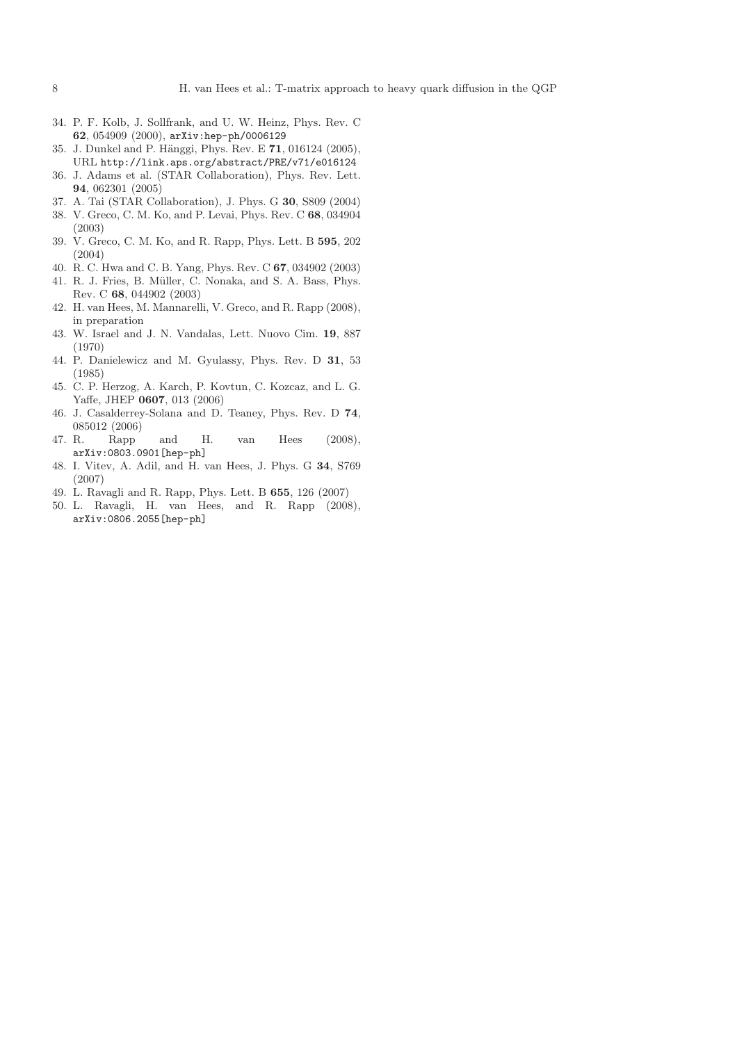34. P. F. Kolb, J. Sollfrank, and U. W. Heinz, Phys. Rev. C **62**, 054909 (2000), arXiv:hep-ph/0006129
35. J. Dunkel and P. Hänggi, Phys. Rev. E **71**, 016124 (2005), URL http://link.aps.org/abstract/PRE/v71/e016124
36. J. Adams et al. (STAR Collaboration), Phys. Rev. Lett. **94**, 062301 (2005)
37. A. Tai (STAR Collaboration), J. Phys. G **30**, S809 (2004)
38. V. Greco, C. M. Ko, and P. Levai, Phys. Rev. C **68**, 034904 (2003)
39. V. Greco, C. M. Ko, and R. Rapp, Phys. Lett. B **595**, 202 (2004)
40. R. C. Hwa and C. B. Yang, Phys. Rev. C **67**, 034902 (2003)
41. R. J. Fries, B. Müller, C. Nonaka, and S. A. Bass, Phys. Rev. C **68**, 044902 (2003)
42. H. van Hees, M. Mannarelli, V. Greco, and R. Rapp (2008), in preparation
43. W. Israel and J. N. Vandalas, Lett. Nuovo Cim. **19**, 887 (1970)
44. P. Danielewicz and M. Gyulassy, Phys. Rev. D **31**, 53 (1985)
45. C. P. Herzog, A. Karch, P. Kovtun, C. Kozcaz, and L. G. Yaffe, JHEP **0607**, 013 (2006)
46. J. Casalderrey-Solana and D. Teaney, Phys. Rev. D **74**, 085012 (2006)
47. R. Rapp and H. van Hees (2008), arXiv:0803.0901[hep-ph]
48. I. Vitev, A. Adil, and H. van Hees, J. Phys. G **34**, S769 (2007)
49. L. Ravagli and R. Rapp, Phys. Lett. B **655**, 126 (2007)
50. L. Ravagli, H. van Hees, and R. Rapp (2008), arXiv:0806.2055[hep-ph]